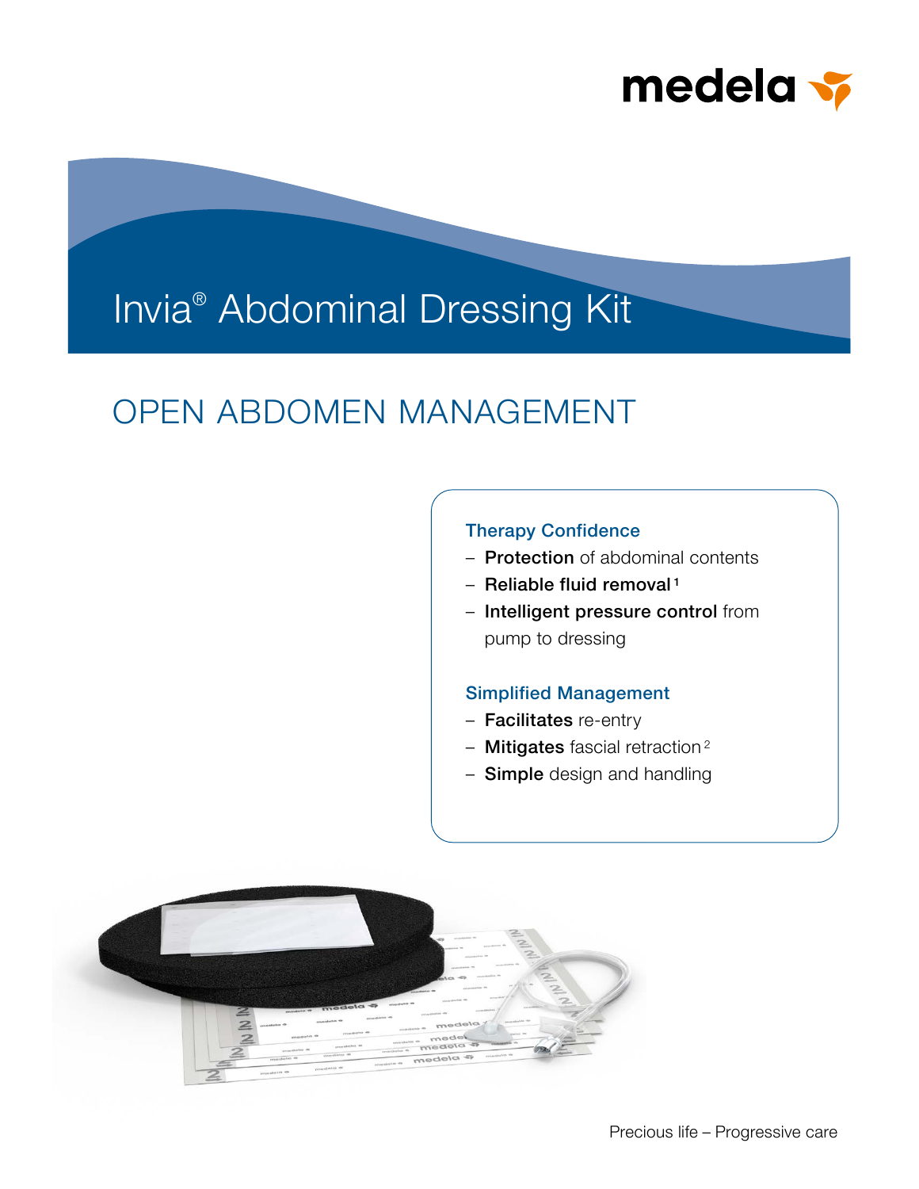medela

# Invia® Abdominal Dressing Kit

## OPEN ABDOMEN MANAGEMENT

### Therapy Confidence

- **Protection** of abdominal contents
- **Reliable fluid removal**[1]
- **Intelligent pressure control** from pump to dressing

### Simplified Management

- **Facilitates** re-entry
- **Mitigates** fascial retraction[2]
- **Simple** design and handling

Precious life – Progressive care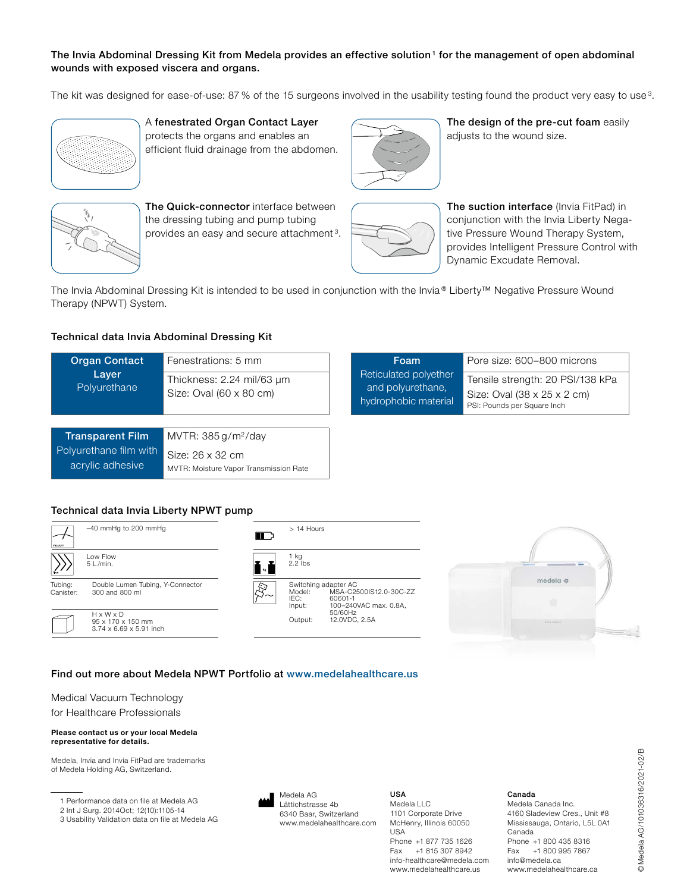**The Invia Abdominal Dressing Kit from Medela provides an effective solution[1] for the management of open abdominal wounds with exposed viscera and organs.**

The kit was designed for ease-of-use: 87 % of the 15 surgeons involved in the usability testing found the product very easy to use[3].

A **fenestrated Organ Contact Layer** protects the organs and enables an efficient fluid drainage from the abdomen.

**The design of the pre-cut foam** easily adjusts to the wound size.

**The Quick-connector** interface between the dressing tubing and pump tubing provides an easy and secure attachment[3].

**The suction interface** (Invia FitPad) in conjunction with the Invia Liberty Negative Pressure Wound Therapy System, provides Intelligent Pressure Control with Dynamic Excudate Removal.

The Invia Abdominal Dressing Kit is intended to be used in conjunction with the Invia® Liberty™ Negative Pressure Wound Therapy (NPWT) System.

## Technical data Invia Abdominal Dressing Kit

| | |
|---|---|
| **Organ Contact Layer** Polyurethane | Fenestrations: 5 mm |
| | Thickness: 2.24 mil/63 µm<br>Size: Oval (60 x 80 cm) |

| | |
|---|---|
| **Foam** Reticulated polyether and polyurethane, hydrophobic material | Pore size: 600–800 microns |
| | Tensile strength: 20 PSI/138 kPa<br>Size: Oval (38 x 25 x 2 cm)<br>PSI: Pounds per Square Inch |

| | |
|---|---|
| **Transparent Film** Polyurethane film with acrylic adhesive | MVTR: 385 g/m²/day |
| | Size: 26 x 32 cm<br>MVTR: Moisture Vapor Transmission Rate |

## Technical data Invia Liberty NPWT pump

| | |
|---|---|
| Vacuum | –40 mmHg to 200 mmHg |
| Flow | Low Flow<br>5 L/min. |
| Tubing:<br>Canister: | Double Lumen Tubing, Y-Connector<br>300 and 800 ml |
| H x W x D | 95 x 170 x 150 mm<br>3.74 x 6.69 x 5.91 inch |
| Battery | > 14 Hours |
| Weight | 1 kg<br>2.2 lbs |
| Switching adapter AC | Model: MSA-C2500IS12.0-30C-ZZ<br>IEC: 60601-1<br>Input: 100–240VAC max. 0.8A, 50/60Hz<br>Output: 12.0VDC, 2.5A |

**Find out more about Medela NPWT Portfolio at www.medelahealthcare.us**

Medical Vacuum Technology
for Healthcare Professionals

**Please contact us or your local Medela representative for details.**

Medela, Invia and Invia FitPad are trademarks of Medela Holding AG, Switzerland.

1 Performance data on file at Medela AG
2 Int J Surg. 2014Oct; 12(10):1105-14
3 Usability Validation data on file at Medela AG

Medela AG
Lättichstrasse 4b
6340 Baar, Switzerland
www.medelahealthcare.com

**USA**
Medela LLC
1101 Corporate Drive
McHenry, Illinois 60050
USA
Phone +1 877 735 1626
Fax +1 815 307 8942
info-healthcare@medela.com
www.medelahealthcare.us

**Canada**
Medela Canada Inc.
4160 Sladeview Cres., Unit #8
Mississauga, Ontario, L5L 0A1
Canada
Phone +1 800 435 8316
Fax +1 800 995 7867
info@medela.ca
www.medelahealthcare.ca

© Medela AG/101036316/2021-02/B